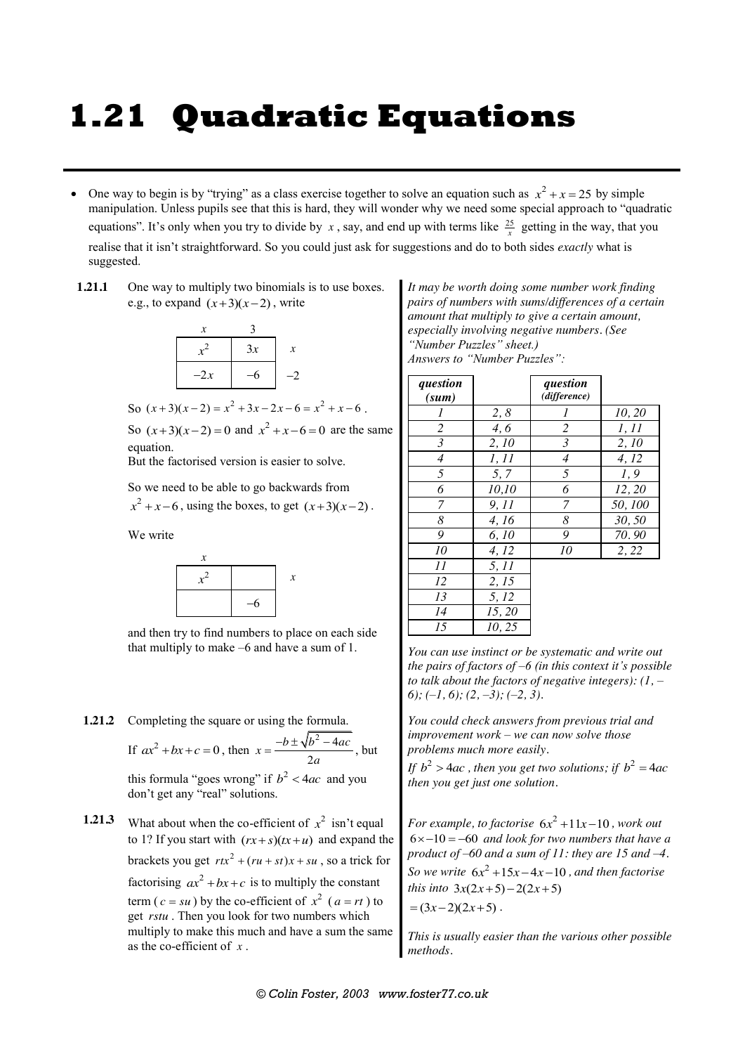# 1.21 Quadratic Equations

- One way to begin is by "trying" as a class exercise together to solve an equation such as $x^2 + x = 25$ by simple manipulation. Unless pupils see that this is hard, they will wonder why we need some special approach to "quadratic equations". It's only when you try to divide by $x$, say, and end up with terms like $\frac{25}{x}$ getting in the way, that you realise that it isn't straightforward. So you could just ask for suggestions and do to both sides *exactly* what is suggested.

**1.21.1** One way to multiply two binomials is to use boxes. e.g., to expand $(x+3)(x-2)$, write

| | $x$ | $3$ |
|---|---|---|
| $x$ | $x^2$ | $3x$ |
| $-2$ | $-2x$ | $-6$ |

So $(x+3)(x-2) = x^2 + 3x - 2x - 6 = x^2 + x - 6$.

So $(x+3)(x-2) = 0$ and $x^2 + x - 6 = 0$ are the same equation.
But the factorised version is easier to solve.

So we need to be able to go backwards from $x^2 + x - 6$, using the boxes, to get $(x+3)(x-2)$.

We write

| | $x$ | |
|---|---|---|
| $x$ | $x^2$ | |
| | | $-6$ |

and then try to find numbers to place on each side that multiply to make –6 and have a sum of 1.

*It may be worth doing some number work finding pairs of numbers with sums/differences of a certain amount that multiply to give a certain amount, especially involving negative numbers. (See "Number Puzzles" sheet.)*
*Answers to "Number Puzzles":*

| *question (sum)* | | *question (difference)* | |
|---|---|---|---|
| *1* | *2, 8* | *1* | *10, 20* |
| *2* | *4, 6* | *2* | *1, 11* |
| *3* | *2, 10* | *3* | *2, 10* |
| *4* | *1, 11* | *4* | *4, 12* |
| *5* | *5, 7* | *5* | *1, 9* |
| *6* | *10,10* | *6* | *12, 20* |
| *7* | *9, 11* | *7* | *50, 100* |
| *8* | *4, 16* | *8* | *30, 50* |
| *9* | *6, 10* | *9* | *70, 90* |
| *10* | *4, 12* | *10* | *2, 22* |
| *11* | *5, 11* | | |
| *12* | *2, 15* | | |
| *13* | *5, 12* | | |
| *14* | *15, 20* | | |
| *15* | *10, 25* | | |

*You can use instinct or be systematic and write out the pairs of factors of –6 (in this context it's possible to talk about the factors of negative integers): (1, –6); (–1, 6); (2, –3); (–2, 3).*

**1.21.2** Completing the square or using the formula.
If $ax^2 + bx + c = 0$, then $x = \frac{-b \pm \sqrt{b^2 - 4ac}}{2a}$, but this formula "goes wrong" if $b^2 < 4ac$ and you don't get any "real" solutions.

*You could check answers from previous trial and improvement work – we can now solve those problems much more easily.*
*If $b^2 > 4ac$, then you get two solutions; if $b^2 = 4ac$ then you get just one solution.*

**1.21.3** What about when the co-efficient of $x^2$ isn't equal to 1? If you start with $(rx+s)(tx+u)$ and expand the brackets you get $rtx^2 + (ru+st)x + su$, so a trick for factorising $ax^2 + bx + c$ is to multiply the constant term ($c = su$) by the co-efficient of $x^2$ ($a = rt$) to get $rstu$. Then you look for two numbers which multiply to make this much and have a sum the same as the co-efficient of $x$.

*For example, to factorise $6x^2 + 11x - 10$, work out $6 \times -10 = -60$ and look for two numbers that have a product of –60 and a sum of 11: they are 15 and –4. So we write $6x^2 + 15x - 4x - 10$, and then factorise this into $3x(2x+5) - 2(2x+5)$*
$= (3x-2)(2x+5)$.

*This is usually easier than the various other possible methods.*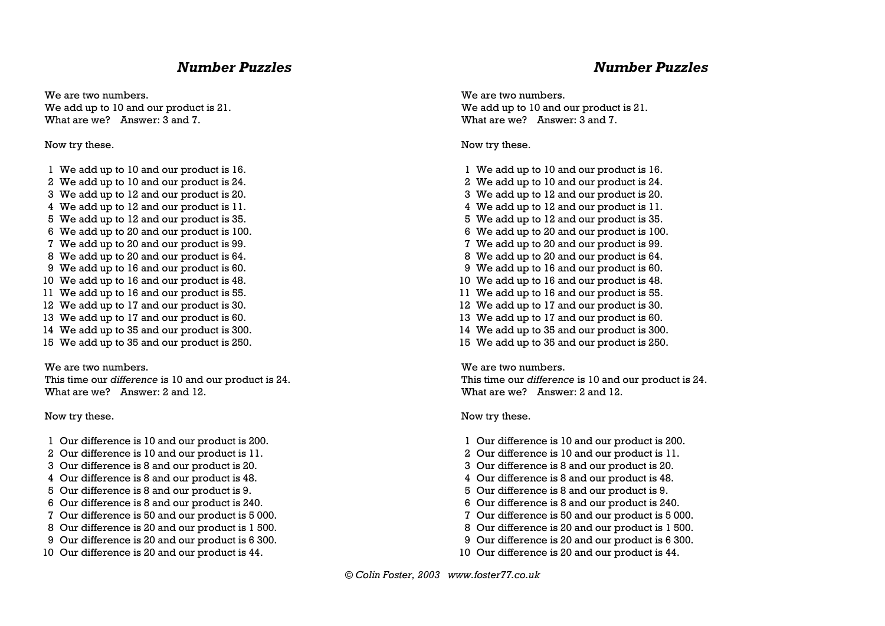## *Number Puzzles*

We are two numbers.
We add up to 10 and our product is 21.
What are we? Answer: 3 and 7.

Now try these.

1. We add up to 10 and our product is 16.
2. We add up to 10 and our product is 24.
3. We add up to 12 and our product is 20.
4. We add up to 12 and our product is 11.
5. We add up to 12 and our product is 35.
6. We add up to 20 and our product is 100.
7. We add up to 20 and our product is 99.
8. We add up to 20 and our product is 64.
9. We add up to 16 and our product is 60.
10. We add up to 16 and our product is 48.
11. We add up to 16 and our product is 55.
12. We add up to 17 and our product is 30.
13. We add up to 17 and our product is 60.
14. We add up to 35 and our product is 300.
15. We add up to 35 and our product is 250.

We are two numbers.
This time our *difference* is 10 and our product is 24.
What are we? Answer: 2 and 12.

Now try these.

1. Our difference is 10 and our product is 200.
2. Our difference is 10 and our product is 11.
3. Our difference is 8 and our product is 20.
4. Our difference is 8 and our product is 48.
5. Our difference is 8 and our product is 9.
6. Our difference is 8 and our product is 240.
7. Our difference is 50 and our product is 5 000.
8. Our difference is 20 and our product is 1 500.
9. Our difference is 20 and our product is 6 300.
10. Our difference is 20 and our product is 44.

## *Number Puzzles*

We are two numbers.
We add up to 10 and our product is 21.
What are we? Answer: 3 and 7.

Now try these.

1. We add up to 10 and our product is 16.
2. We add up to 10 and our product is 24.
3. We add up to 12 and our product is 20.
4. We add up to 12 and our product is 11.
5. We add up to 12 and our product is 35.
6. We add up to 20 and our product is 100.
7. We add up to 20 and our product is 99.
8. We add up to 20 and our product is 64.
9. We add up to 16 and our product is 60.
10. We add up to 16 and our product is 48.
11. We add up to 16 and our product is 55.
12. We add up to 17 and our product is 30.
13. We add up to 17 and our product is 60.
14. We add up to 35 and our product is 300.
15. We add up to 35 and our product is 250.

We are two numbers.
This time our *difference* is 10 and our product is 24.
What are we? Answer: 2 and 12.

Now try these.

1. Our difference is 10 and our product is 200.
2. Our difference is 10 and our product is 11.
3. Our difference is 8 and our product is 20.
4. Our difference is 8 and our product is 48.
5. Our difference is 8 and our product is 9.
6. Our difference is 8 and our product is 240.
7. Our difference is 50 and our product is 5 000.
8. Our difference is 20 and our product is 1 500.
9. Our difference is 20 and our product is 6 300.
10. Our difference is 20 and our product is 44.

*© Colin Foster, 2003 www.foster77.co.uk*